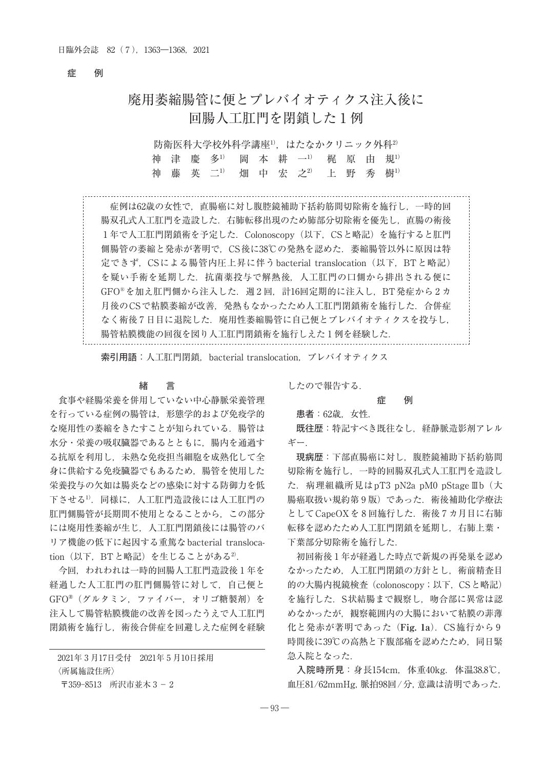症　例

# 廃用萎縮腸管に便とプレバイオティクス注入後に回腸人工肛門を閉鎖した1例

防衛医科大学校外科学講座[1]，はたなかクリニック外科[2]

神津慶多[1]　岡本耕一[1]　梶原由規[1]
神藤英二[1]　畑中宏之[2]　上野秀樹[1]

症例は62歳の女性で，直腸癌に対し腹腔鏡補助下括約筋間切除術を施行し，一時的回腸双孔式人工肛門を造設した．右肺転移出現のため肺部分切除術を優先し，直腸の術後1年で人工肛門閉鎖術を予定した．Colonoscopy（以下，CSと略記）を施行すると肛門側腸管の萎縮と発赤が著明で，CS後に38℃の発熱を認めた．萎縮腸管以外に原因は特定できず，CSによる腸管内圧上昇に伴うbacterial translocation（以下，BTと略記）を疑い手術を延期した．抗菌薬投与で解熱後，人工肛門の口側から排出される便にGFO®を加え肛門側から注入した．週2回，計16回定期的に注入し，BT発症から2カ月後のCSで粘膜萎縮が改善，発熱もなかったため人工肛門閉鎖術を施行した．合併症なく術後7日目に退院した．廃用性萎縮腸管に自己便とプレバイオティクスを投与し，腸管粘膜機能の回復を図り人工肛門閉鎖術を施行しえた1例を経験した．

**索引用語**：人工肛門閉鎖，bacterial translocation，プレバイオティクス

## 緒　言

食事や経腸栄養を併用していない中心静脈栄養管理を行っている症例の腸管は，形態学的および免疫学的な廃用性の萎縮をきたすことが知られている．腸管は水分・栄養の吸収臓器であるとともに，腸内を通過する抗原を利用し，未熟な免疫担当細胞を成熟化して全身に供給する免疫臓器でもあるため，腸管を使用した栄養投与の欠如は腸炎などの感染に対する防御力を低下させる[1]．同様に，人工肛門造設後には人工肛門の肛門側腸管が長期間不使用となることから，この部分には廃用性萎縮が生じ，人工肛門閉鎖後には腸管のバリア機能の低下に起因する重篤なbacterial translocation（以下，BTと略記）を生じることがある[2]．

今回，われわれは一時的回腸人工肛門造設後1年を経過した人工肛門の肛門側腸管に対して，自己便とGFO®（グルタミン，ファイバー，オリゴ糖製剤）を注入して腸管粘膜機能の改善を図ったうえで人工肛門閉鎖術を施行し，術後合併症を回避しえた症例を経験したので報告する．

## 症　例

**患者**：62歳，女性．

**既往歴**：特記すべき既往なし，経静脈造影剤アレルギー．

**現病歴**：下部直腸癌に対し，腹腔鏡補助下括約筋間切除術を施行し，一時的回腸双孔式人工肛門を造設した．病理組織所見はpT3 pN2a pM0 pStage Ⅲb（大腸癌取扱い規約第9版）であった．術後補助化学療法としてCapeOXを8回施行した．術後7カ月目に右肺転移を認めたため人工肛門閉鎖を延期し，右肺上葉・下葉部分切除術を施行した．

初回術後1年が経過した時点で新規の再発巣を認めなかったため，人工肛門閉鎖の方針とし，術前精査目的の大腸内視鏡検査（colonoscopy；以下，CSと略記）を施行した．S状結腸まで観察し，吻合部に異常は認めなかったが，観察範囲内の大腸において粘膜の菲薄化と発赤が著明であった（**Fig. 1a**）．CS施行から9時間後に39℃の高熱と下腹部痛を認めたため，同日緊急入院となった．

**入院時所見**：身長154cm，体重40kg．体温38.8℃，血圧81/62mmHg，脈拍98回/分，意識は清明であった．

---

2021年3月17日受付　2021年5月10日採用
〈所属施設住所〉
〒359-8513　所沢市並木3－2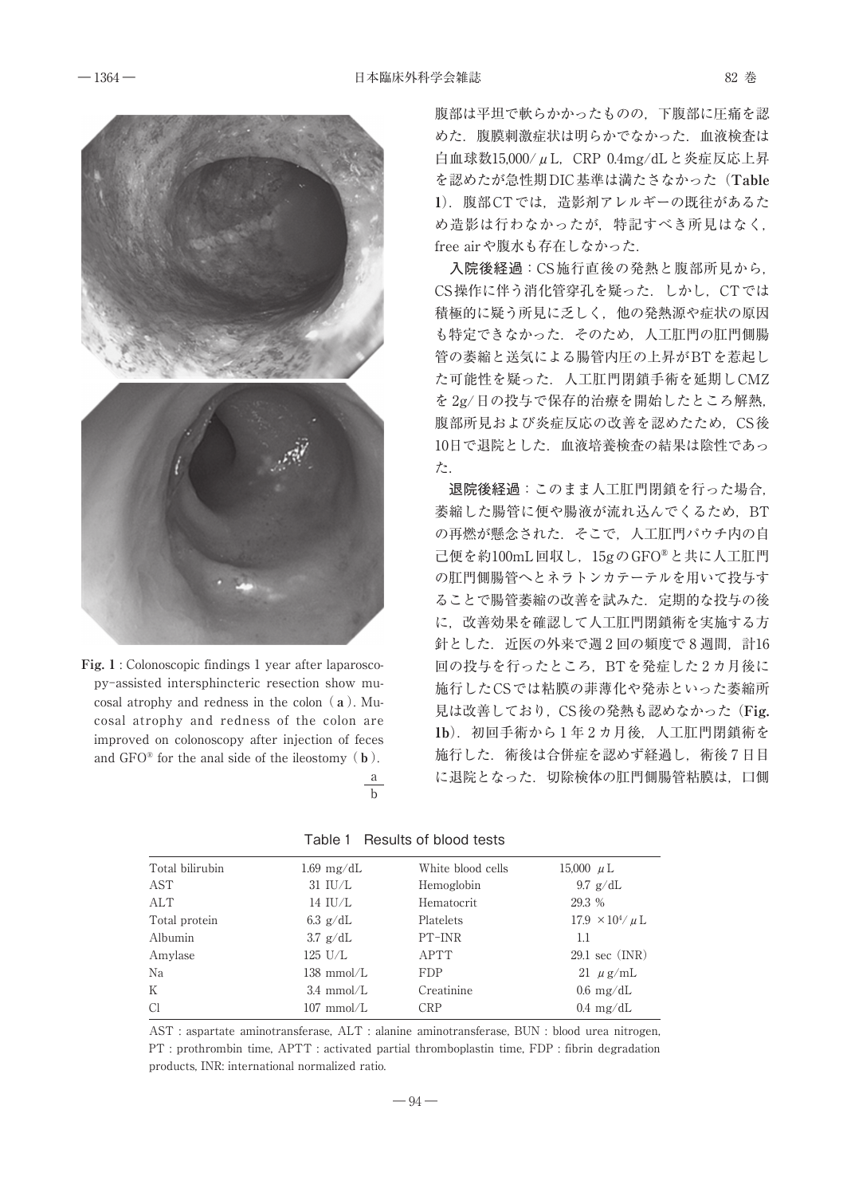Fig. 1 : Colonoscopic findings 1 year after laparoscopy-assisted intersphincteric resection show mucosal atrophy and redness in the colon (**a**). Mucosal atrophy and redness of the colon are improved on colonoscopy after injection of feces and GFO® for the anal side of the ileostomy (**b**).

腹部は平坦で軟らかかったものの，下腹部に圧痛を認めた．腹膜刺激症状は明らかでなかった．血液検査は白血球数15,000/μL，CRP 0.4mg/dLと炎症反応上昇を認めたが急性期DIC基準は満たさなかった（**Table 1**）．腹部CTでは，造影剤アレルギーの既往があるため造影は行わなかったが，特記すべき所見はなく，free airや腹水も存在しなかった．

**入院後経過**：CS施行直後の発熱と腹部所見から，CS操作に伴う消化管穿孔を疑った．しかし，CTでは積極的に疑う所見に乏しく，他の発熱源や症状の原因も特定できなかった．そのため，人工肛門の肛門側腸管の萎縮と送気による腸管内圧の上昇がBTを惹起した可能性を疑った．人工肛門閉鎖手術を延期しCMZを2g/日の投与で保存的治療を開始したところ解熱，腹部所見および炎症反応の改善を認めたため，CS後10日で退院とした．血液培養検査の結果は陰性であった．

**退院後経過**：このまま人工肛門閉鎖を行った場合，萎縮した腸管に便や腸液が流れ込んでくるため，BTの再燃が懸念された．そこで，人工肛門パウチ内の自己便を約100mL回収し，15gのGFO®と共に人工肛門の肛門側腸管へとネラトンカテーテルを用いて投与することで腸管萎縮の改善を試みた．定期的な投与の後に，改善効果を確認して人工肛門閉鎖術を実施する方針とした．近医の外来で週2回の頻度で8週間，計16回の投与を行ったところ，BTを発症した2カ月後に施行したCSでは粘膜の菲薄化や発赤といった萎縮所見は改善しており，CS後の発熱も認めなかった（**Fig. 1b**）．初回手術から1年2カ月後，人工肛門閉鎖術を施行した．術後は合併症を認めず経過し，術後7日目に退院となった．切除検体の肛門側腸管粘膜は，口側

Table 1　Results of blood tests

| | | | |
|---|---|---|---|
| Total bilirubin | 1.69 mg/dL | White blood cells | 15,000 μL |
| AST | 31 IU/L | Hemoglobin | 9.7 g/dL |
| ALT | 14 IU/L | Hematocrit | 29.3 % |
| Total protein | 6.3 g/dL | Platelets | 17.9 $\times 10^4/\mu$L |
| Albumin | 3.7 g/dL | PT-INR | 1.1 |
| Amylase | 125 U/L | APTT | 29.1 sec (INR) |
| Na | 138 mmol/L | FDP | 21 μg/mL |
| K | 3.4 mmol/L | Creatinine | 0.6 mg/dL |
| Cl | 107 mmol/L | CRP | 0.4 mg/dL |

AST : aspartate aminotransferase, ALT : alanine aminotransferase, BUN : blood urea nitrogen, PT : prothrombin time, APTT : activated partial thromboplastin time, FDP : fibrin degradation products, INR: international normalized ratio.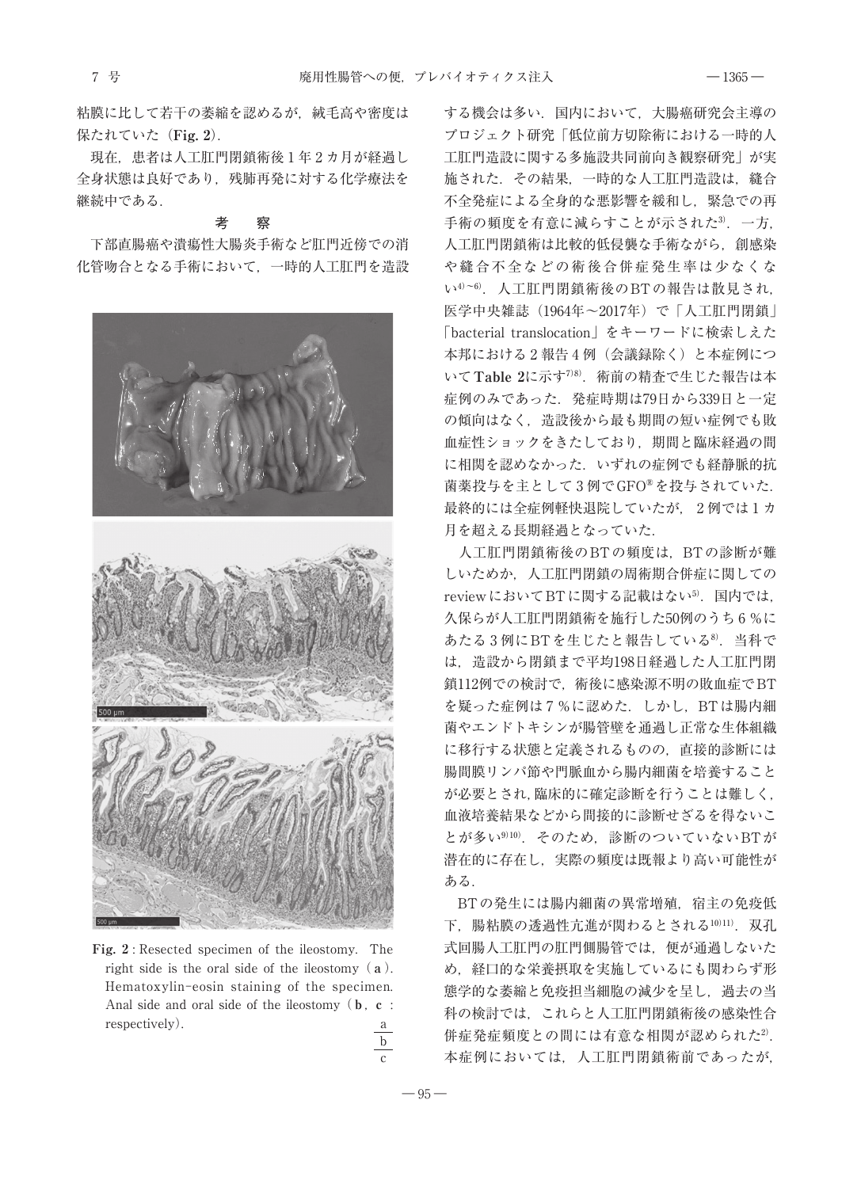粘膜に比して若干の萎縮を認めるが，絨毛高や密度は保たれていた（**Fig. 2**）．

現在，患者は人工肛門閉鎖術後1年2カ月が経過し全身状態は良好であり，残肺再発に対する化学療法を継続中である．

## 考　察

下部直腸癌や潰瘍性大腸炎手術など肛門近傍での消化管吻合となる手術において，一時的人工肛門を造設する機会は多い．国内において，大腸癌研究会主導のプロジェクト研究「低位前方切除術における一時的人工肛門造設に関する多施設共同前向き観察研究」が実施された．その結果，一時的な人工肛門造設は，縫合不全発症による全身的な悪影響を緩和し，緊急での再手術の頻度を有意に減らすことが示された[3]．一方，人工肛門閉鎖術は比較的低侵襲な手術ながら，創感染や縫合不全などの術後合併症発生率は少なくない[4)~6)]．人工肛門閉鎖術後のBTの報告は散見され，医学中央雑誌（1964年～2017年）で「人工肛門閉鎖」「bacterial translocation」をキーワードに検索しえた本邦における2報告4例（会議録除く）と本症例について**Table 2**に示す[7)8)]．術前の精査で生じた報告は本症例のみであった．発症時期は79日から339日と一定の傾向はなく，造設後から最も期間の短い症例でも敗血症性ショックをきたしており，期間と臨床経過の間に相関を認めなかった．いずれの症例でも経静脈的抗菌薬投与を主として3例でGFO®を投与されていた．最終的には全症例軽快退院していたが，2例では1カ月を超える長期経過となっていた．

人工肛門閉鎖術後のBTの頻度は，BTの診断が難しいためか，人工肛門閉鎖の周術期合併症に関してのreviewにおいてBTに関する記載はない[5]．国内では，久保らが人工肛門閉鎖術を施行した50例のうち6％にあたる3例にBTを生じたと報告している[8]．当科では，造設から閉鎖まで平均198日経過した人工肛門閉鎖112例での検討で，術後に感染源不明の敗血症でBTを疑った症例は7％に認めた．しかし，BTは腸内細菌やエンドトキシンが腸管壁を通過し正常な生体組織に移行する状態と定義されるものの，直接的診断には腸間膜リンパ節や門脈血から腸内細菌を培養することが必要とされ，臨床的に確定診断を行うことは難しく，血液培養結果などから間接的に診断せざるを得ないことが多い[9)10)]．そのため，診断のついていないBTが潜在的に存在し，実際の頻度は既報より高い可能性がある．

BTの発生には腸内細菌の異常増殖，宿主の免疫低下，腸粘膜の透過性亢進が関わるとされる[10)11)]．双孔式回腸人工肛門の肛門側腸管では，便が通過しないため，経口的な栄養摂取を実施しているにも関わらず形態学的な萎縮と免疫担当細胞の減少を呈し，過去の当科の検討では，これらと人工肛門閉鎖術後の感染性合併症発症頻度との間には有意な相関が認められた[2]．本症例においては，人工肛門閉鎖術前であったが，

500 µm

500 µm

**Fig. 2**：Resected specimen of the ileostomy. The right side is the oral side of the ileostomy（**a**）. Hematoxylin-eosin staining of the specimen. Anal side and oral side of the ileostomy（**b**，**c**：respectively）.

a
b
c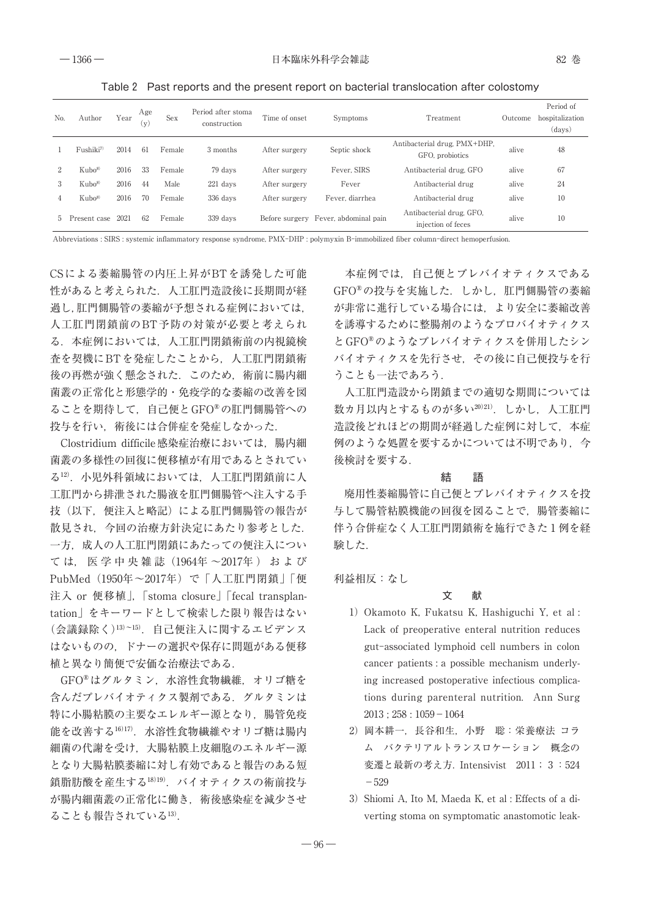Table 2　Past reports and the present report on bacterial translocation after colostomy

| No. | Author | Year | Age (y) | Sex | Period after stoma construction | Time of onset | Symptoms | Treatment | Outcome | Period of hospitalization (days) |
|---|---|---|---|---|---|---|---|---|---|---|
| 1 | Fushiki[7] | 2014 | 61 | Female | 3 months | After surgery | Septic shock | Antibacterial drug, PMX+DHP, GFO, probiotics | alive | 48 |
| 2 | Kubo[8] | 2016 | 33 | Female | 79 days | After surgery | Fever, SIRS | Antibacterial drug, GFO | alive | 67 |
| 3 | Kubo[8] | 2016 | 44 | Male | 221 days | After surgery | Fever | Antibacterial drug | alive | 24 |
| 4 | Kubo[8] | 2016 | 70 | Female | 336 days | After surgery | Fever, diarrhea | Antibacterial drug | alive | 10 |
| 5 | Present case | 2021 | 62 | Female | 339 days | Before surgery | Fever, abdominal pain | Antibacterial drug, GFO, injection of feces | alive | 10 |

Abbreviations : SIRS : systemic inflammatory response syndrome, PMX-DHP : polymyxin B-immobilized fiber column-direct hemoperfusion.

CSによる萎縮腸管の内圧上昇がBTを誘発した可能性があると考えられた．人工肛門造設後に長期間が経過し，肛門側腸管の萎縮が予想される症例においては，人工肛門閉鎖前のBT予防の対策が必要と考えられる．本症例においては，人工肛門閉鎖術前の内視鏡検査を契機にBTを発症したことから，人工肛門閉鎖術後の再燃が強く懸念された．このため，術前に腸内細菌叢の正常化と形態学的・免疫学的な萎縮の改善を図ることを期待して，自己便とGFO®の肛門側腸管への投与を行い，術後には合併症を発症しなかった．

Clostridium difficile感染症治療においては，腸内細菌叢の多様性の回復に便移植が有用であるとされている[12]．小児外科領域においては，人工肛門閉鎖前に人工肛門から排泄された腸液を肛門側腸管へ注入する手技（以下，便注入と略記）による肛門側腸管の報告が散見され，今回の治療方針決定にあたり参考とした．一方，成人の人工肛門閉鎖にあたっての便注入については，医学中央雑誌（1964年～2017年）およびPubMed（1950年～2017年）で「人工肛門閉鎖」「便注入 or 便移植」，「stoma closure」「fecal transplantation」をキーワードとして検索した限り報告はない（会議録除く）[13～15]．自己便注入に関するエビデンスはないものの，ドナーの選択や保存に問題がある便移植と異なり簡便で安価な治療法である．

GFO®はグルタミン，水溶性食物繊維，オリゴ糖を含んだプレバイオティクス製剤である．グルタミンは特に小腸粘膜の主要なエレルギー源となり，腸管免疫能を改善する[16,17]．水溶性食物繊維やオリゴ糖は腸内細菌の代謝を受け，大腸粘膜上皮細胞のエネルギー源となり大腸粘膜萎縮に対し有効であると報告のある短鎖脂肪酸を産生する[18,19]．バイオティクスの術前投与が腸内細菌叢の正常化に働き，術後感染症を減少させることも報告されている[13]．

本症例では，自己便とプレバイオティクスであるGFO®の投与を実施した．しかし，肛門側腸管の萎縮が非常に進行している場合には，より安全に萎縮改善を誘導するために整腸剤のようなプロバイオティクスとGFO®のようなプレバイオティクスを併用したシンバイオティクスを先行させ，その後に自己便投与を行うことも一法であろう．

人工肛門造設から閉鎖までの適切な期間については数カ月以内とするものが多い[20,21]．しかし，人工肛門造設後どれほどの期間が経過した症例に対して，本症例のような処置を要するかについては不明であり，今後検討を要する．

## 結　語

廃用性萎縮腸管に自己便とプレバイオティクスを投与して腸管粘膜機能の回復を図ることで，腸管萎縮に伴う合併症なく人工肛門閉鎖術を施行できた1例を経験した．

利益相反：なし

## 文　献

1) Okamoto K, Fukatsu K, Hashiguchi Y, et al : Lack of preoperative enteral nutrition reduces gut-associated lymphoid cell numbers in colon cancer patients : a possible mechanism underlying increased postoperative infectious complications during parenteral nutrition. Ann Surg 2013 ; 258 : 1059－1064
2) 岡本耕一，長谷和生，小野　聡：栄養療法 コラム　バクテリアルトランスロケーション　概念の変遷と最新の考え方. Intensivist　2011 ; 3 : 524－529
3) Shiomi A, Ito M, Maeda K, et al : Effects of a diverting stoma on symptomatic anastomotic leak-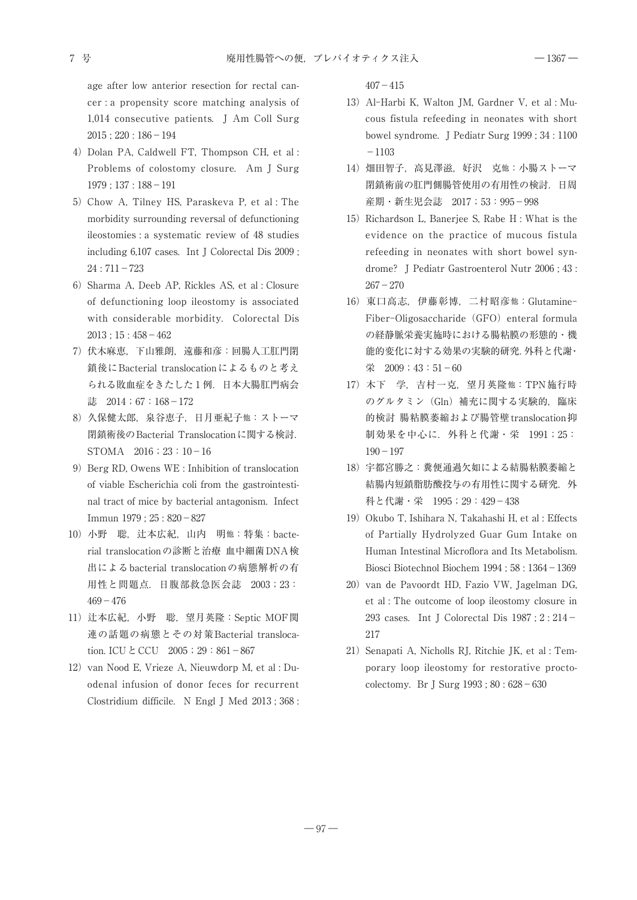age after low anterior resection for rectal cancer : a propensity score matching analysis of 1,014 consecutive patients. J Am Coll Surg 2015 ; 220 : 186－194

4) Dolan PA, Caldwell FT, Thompson CH, et al : Problems of colostomy closure. Am J Surg 1979 ; 137 : 188－191

5) Chow A, Tilney HS, Paraskeva P, et al : The morbidity surrounding reversal of defunctioning ileostomies : a systematic review of 48 studies including 6,107 cases. Int J Colorectal Dis 2009 ; 24 : 711－723

6) Sharma A, Deeb AP, Rickles AS, et al : Closure of defunctioning loop ileostomy is associated with considerable morbidity. Colorectal Dis 2013 ; 15 : 458－462

7) 伏木麻恵，下山雅朗，遠藤和彦：回腸人工肛門閉鎖後にBacterial translocationによるものと考えられる敗血症をきたした１例．日本大腸肛門病会誌　2014；67：168－172

8) 久保健太郎，泉谷恵子，日月亜紀子他：ストーマ閉鎖術後のBacterial Translocationに関する検討．STOMA　2016；23：10－16

9) Berg RD, Owens WE : Inhibition of translocation of viable Escherichia coli from the gastrointestinal tract of mice by bacterial antagonism. Infect Immun 1979 ; 25 : 820－827

10) 小野　聡，辻本広紀，山内　明他：特集：bacterial translocationの診断と治療 血中細菌DNA検出によるbacterial translocationの病態解析の有用性と問題点．日腹部救急医会誌　2003；23：469－476

11) 辻本広紀，小野　聡，望月英隆：Septic MOF関連の話題の病態とその対策Bacterial translocation. ICUとCCU　2005；29：861－867

12) van Nood E, Vrieze A, Nieuwdorp M, et al : Duodenal infusion of donor feces for recurrent Clostridium difficile. N Engl J Med 2013 ; 368 : 407－415

13) Al-Harbi K, Walton JM, Gardner V, et al : Mucous fistula refeeding in neonates with short bowel syndrome. J Pediatr Surg 1999 ; 34 : 1100－1103

14) 畑田智子，高見澤滋，好沢　克他：小腸ストーマ閉鎖術前の肛門側腸管使用の有用性の検討．日周産期・新生児会誌　2017；53：995－998

15) Richardson L, Banerjee S, Rabe H : What is the evidence on the practice of mucous fistula refeeding in neonates with short bowel syndrome? J Pediatr Gastroenterol Nutr 2006 ; 43 : 267－270

16) 東口高志，伊藤彰博，二村昭彦他：Glutamine-Fiber-Oligosaccharide（GFO）enteral formulaの経静脈栄養実施時における腸粘膜の形態的・機能的変化に対する効果の実験的研究．外科と代謝・栄　2009；43：51－60

17) 木下　学，吉村一克，望月英隆他：TPN施行時のグルタミン（Gln）補充に関する実験的，臨床的検討 腸粘膜萎縮および腸管壁translocation抑制効果を中心に．外科と代謝・栄　1991；25：190－197

18) 宇都宮勝之：糞便通過欠如による結腸粘膜萎縮と結腸内短鎖脂肪酸投与の有用性に関する研究．外科と代謝・栄　1995；29：429－438

19) Okubo T, Ishihara N, Takahashi H, et al : Effects of Partially Hydrolyzed Guar Gum Intake on Human Intestinal Microflora and Its Metabolism. Biosci Biotechnol Biochem 1994 ; 58 : 1364－1369

20) van de Pavoordt HD, Fazio VW, Jagelman DG, et al : The outcome of loop ileostomy closure in 293 cases. Int J Colorectal Dis 1987 ; 2 : 214－217

21) Senapati A, Nicholls RJ, Ritchie JK, et al : Temporary loop ileostomy for restorative proctocolectomy. Br J Surg 1993 ; 80 : 628－630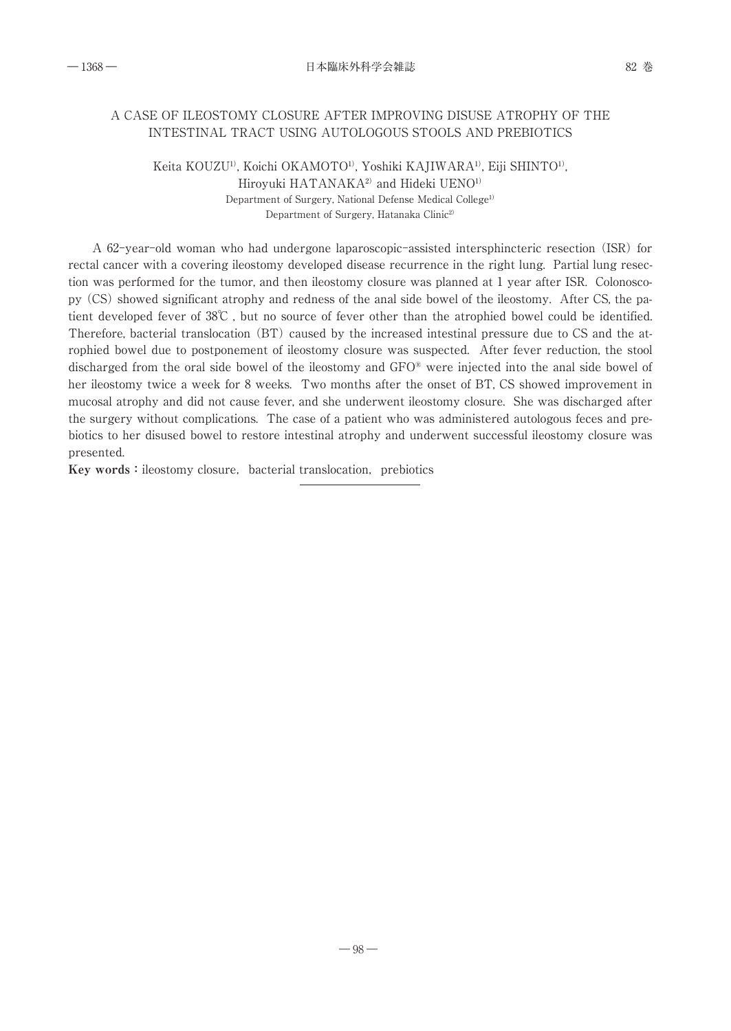# A CASE OF ILEOSTOMY CLOSURE AFTER IMPROVING DISUSE ATROPHY OF THE INTESTINAL TRACT USING AUTOLOGOUS STOOLS AND PREBIOTICS

Keita KOUZU[1], Koichi OKAMOTO[1], Yoshiki KAJIWARA[1], Eiji SHINTO[1], Hiroyuki HATANAKA[2] and Hideki UENO[1]

Department of Surgery, National Defense Medical College[1]

Department of Surgery, Hatanaka Clinic[2]

A 62-year-old woman who had undergone laparoscopic-assisted intersphincteric resection (ISR) for rectal cancer with a covering ileostomy developed disease recurrence in the right lung. Partial lung resection was performed for the tumor, and then ileostomy closure was planned at 1 year after ISR. Colonoscopy (CS) showed significant atrophy and redness of the anal side bowel of the ileostomy. After CS, the patient developed fever of 38℃, but no source of fever other than the atrophied bowel could be identified. Therefore, bacterial translocation (BT) caused by the increased intestinal pressure due to CS and the atrophied bowel due to postponement of ileostomy closure was suspected. After fever reduction, the stool discharged from the oral side bowel of the ileostomy and GFO® were injected into the anal side bowel of her ileostomy twice a week for 8 weeks. Two months after the onset of BT, CS showed improvement in mucosal atrophy and did not cause fever, and she underwent ileostomy closure. She was discharged after the surgery without complications. The case of a patient who was administered autologous feces and prebiotics to her disused bowel to restore intestinal atrophy and underwent successful ileostomy closure was presented.

**Key words:** ileostomy closure, bacterial translocation, prebiotics